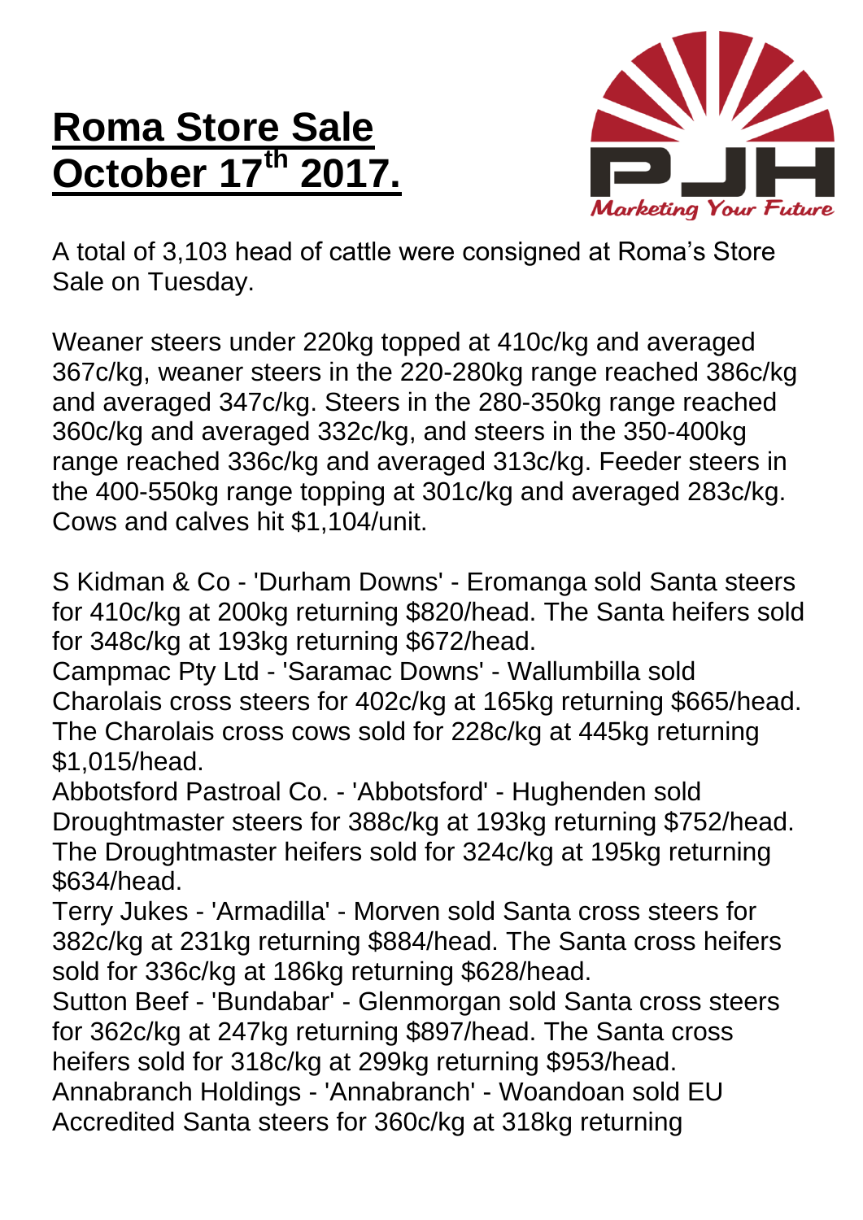# Roma Store Sale October 17th 2017.

Marketing Your Future

A total of 3,103 head of cattle were consigned at Roma's Store Sale on Tuesday.

Weaner steers under 220kg topped at 410c/kg and averaged 367c/kg, weaner steers in the 220-280kg range reached 386c/kg and averaged 347c/kg. Steers in the 280-350kg range reached 360c/kg and averaged 332c/kg, and steers in the 350-400kg range reached 336c/kg and averaged 313c/kg. Feeder steers in the 400-550kg range topping at 301c/kg and averaged 283c/kg. Cows and calves hit $1,104/unit.

S Kidman & Co - 'Durham Downs' - Eromanga sold Santa steers for 410c/kg at 200kg returning $820/head. The Santa heifers sold for 348c/kg at 193kg returning $672/head.
Campmac Pty Ltd - 'Saramac Downs' - Wallumbilla sold Charolais cross steers for 402c/kg at 165kg returning $665/head. The Charolais cross cows sold for 228c/kg at 445kg returning $1,015/head.
Abbotsford Pastroal Co. - 'Abbotsford' - Hughenden sold Droughtmaster steers for 388c/kg at 193kg returning $752/head. The Droughtmaster heifers sold for 324c/kg at 195kg returning $634/head.
Terry Jukes - 'Armadilla' - Morven sold Santa cross steers for 382c/kg at 231kg returning $884/head. The Santa cross heifers sold for 336c/kg at 186kg returning $628/head.
Sutton Beef - 'Bundabar' - Glenmorgan sold Santa cross steers for 362c/kg at 247kg returning $897/head. The Santa cross heifers sold for 318c/kg at 299kg returning $953/head.
Annabranch Holdings - 'Annabranch' - Woandoan sold EU Accredited Santa steers for 360c/kg at 318kg returning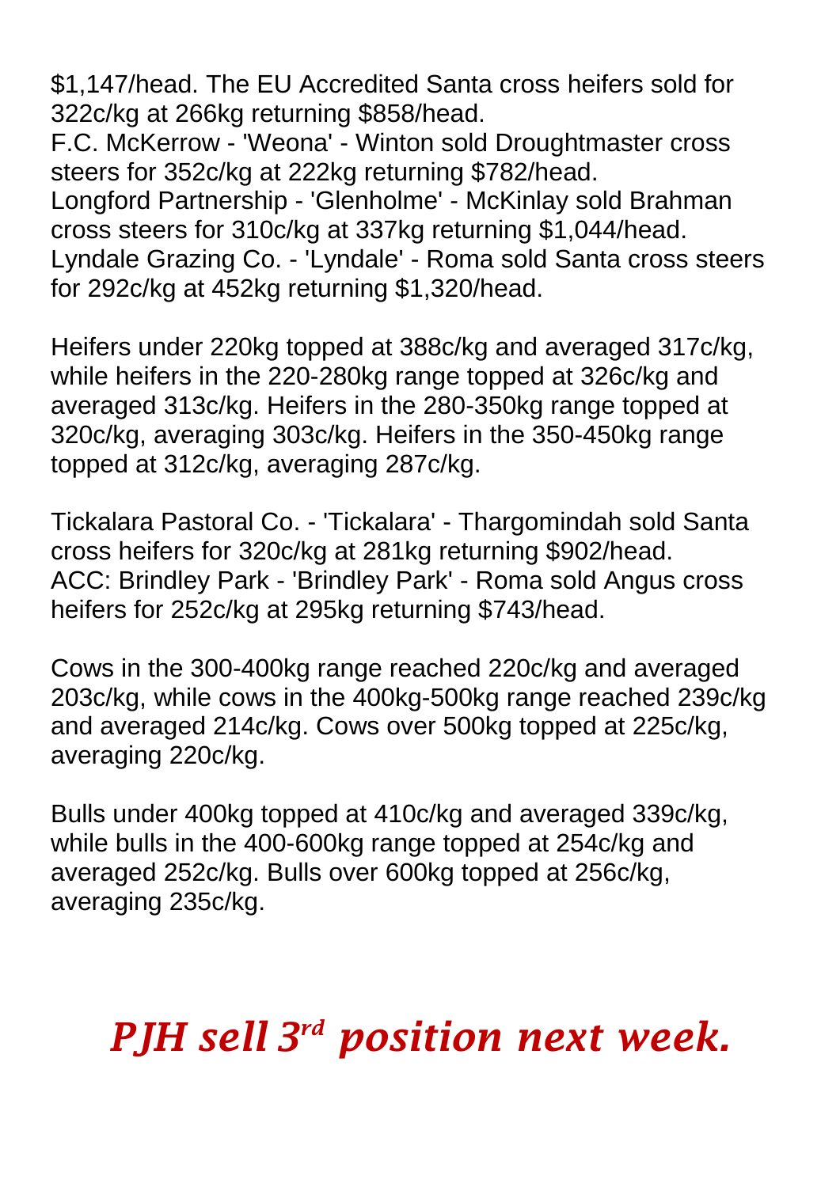$1,147/head. The EU Accredited Santa cross heifers sold for 322c/kg at 266kg returning $858/head.
F.C. McKerrow - 'Weona' - Winton sold Droughtmaster cross steers for 352c/kg at 222kg returning $782/head.
Longford Partnership - 'Glenholme' - McKinlay sold Brahman cross steers for 310c/kg at 337kg returning $1,044/head.
Lyndale Grazing Co. - 'Lyndale' - Roma sold Santa cross steers for 292c/kg at 452kg returning $1,320/head.

Heifers under 220kg topped at 388c/kg and averaged 317c/kg, while heifers in the 220-280kg range topped at 326c/kg and averaged 313c/kg. Heifers in the 280-350kg range topped at 320c/kg, averaging 303c/kg. Heifers in the 350-450kg range topped at 312c/kg, averaging 287c/kg.

Tickalara Pastoral Co. - 'Tickalara' - Thargomindah sold Santa cross heifers for 320c/kg at 281kg returning $902/head.
ACC: Brindley Park - 'Brindley Park' - Roma sold Angus cross heifers for 252c/kg at 295kg returning $743/head.

Cows in the 300-400kg range reached 220c/kg and averaged 203c/kg, while cows in the 400kg-500kg range reached 239c/kg and averaged 214c/kg. Cows over 500kg topped at 225c/kg, averaging 220c/kg.

Bulls under 400kg topped at 410c/kg and averaged 339c/kg, while bulls in the 400-600kg range topped at 254c/kg and averaged 252c/kg. Bulls over 600kg topped at 256c/kg, averaging 235c/kg.

***PJH sell 3rd position next week.***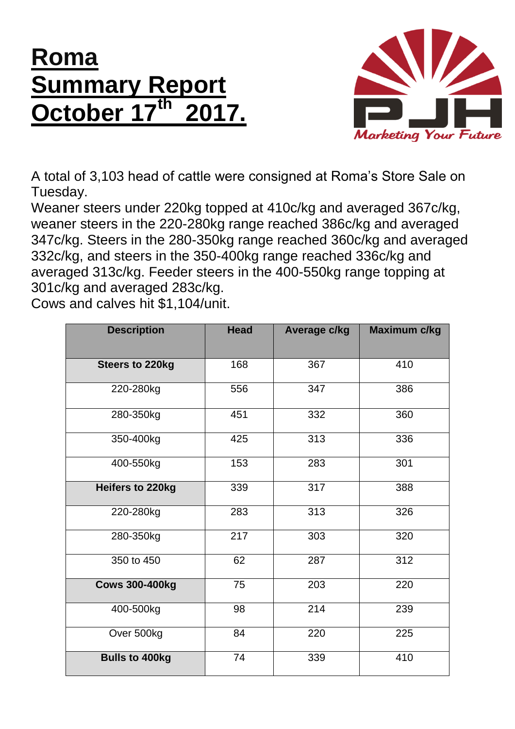# Roma Summary Report October 17th 2017.

A total of 3,103 head of cattle were consigned at Roma's Store Sale on Tuesday.
Weaner steers under 220kg topped at 410c/kg and averaged 367c/kg, weaner steers in the 220-280kg range reached 386c/kg and averaged 347c/kg. Steers in the 280-350kg range reached 360c/kg and averaged 332c/kg, and steers in the 350-400kg range reached 336c/kg and averaged 313c/kg. Feeder steers in the 400-550kg range topping at 301c/kg and averaged 283c/kg.
Cows and calves hit $1,104/unit.

| Description | Head | Average c/kg | Maximum c/kg |
|---|---|---|---|
| **Steers to 220kg** | 168 | 367 | 410 |
| 220-280kg | 556 | 347 | 386 |
| 280-350kg | 451 | 332 | 360 |
| 350-400kg | 425 | 313 | 336 |
| 400-550kg | 153 | 283 | 301 |
| **Heifers to 220kg** | 339 | 317 | 388 |
| 220-280kg | 283 | 313 | 326 |
| 280-350kg | 217 | 303 | 320 |
| 350 to 450 | 62 | 287 | 312 |
| **Cows 300-400kg** | 75 | 203 | 220 |
| 400-500kg | 98 | 214 | 239 |
| Over 500kg | 84 | 220 | 225 |
| **Bulls to 400kg** | 74 | 339 | 410 |